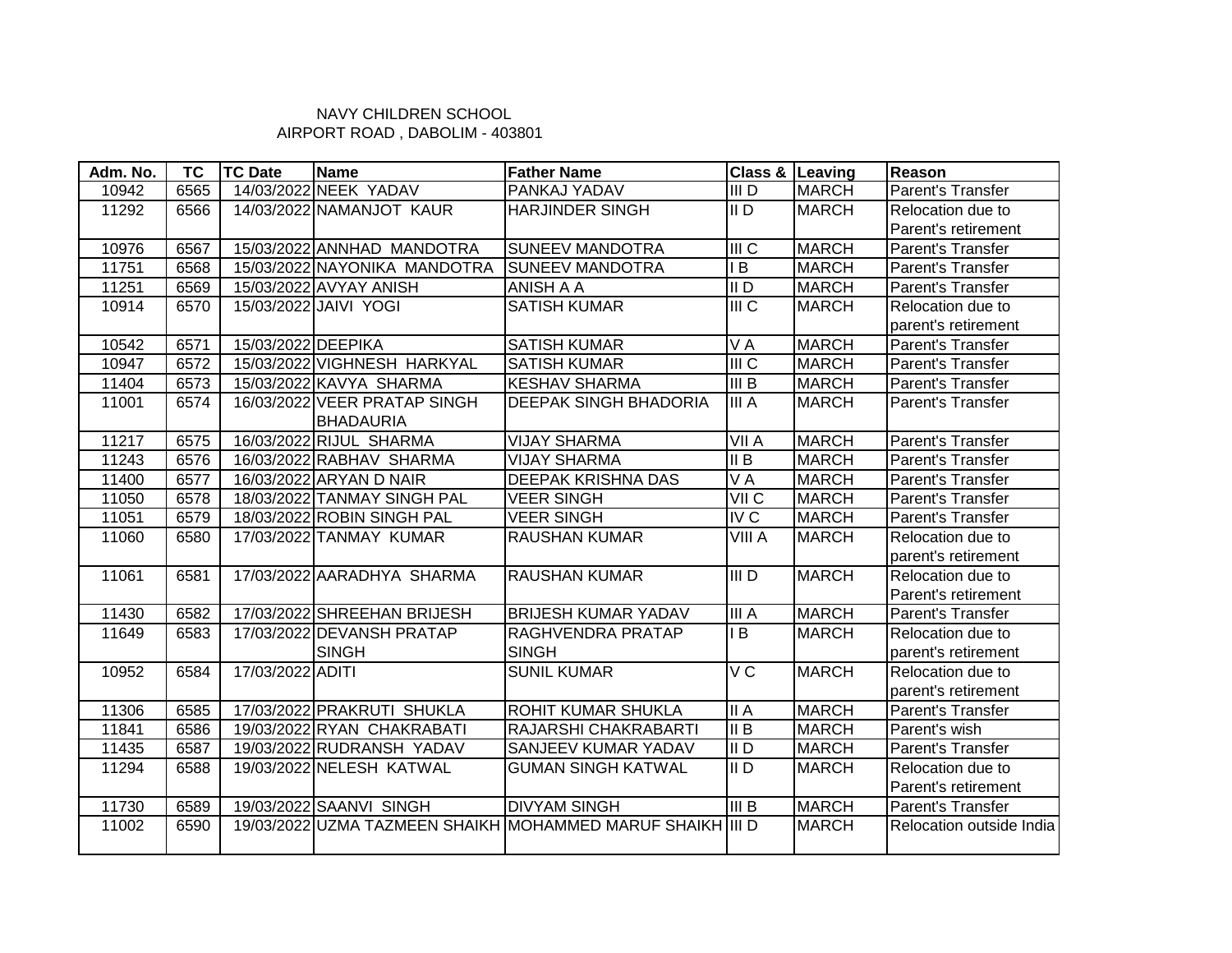NAVY CHILDREN SCHOOL
AIRPORT ROAD , DABOLIM - 403801

| Adm. No. | TC | TC Date | Name | Father Name | Class & | Leaving | Reason |
|---|---|---|---|---|---|---|---|
| 10942 | 6565 | 14/03/2022 | NEEK YADAV | PANKAJ YADAV | III D | MARCH | Parent's Transfer |
| 11292 | 6566 | 14/03/2022 | NAMANJOT KAUR | HARJINDER SINGH | II D | MARCH | Relocation due to Parent's retirement |
| 10976 | 6567 | 15/03/2022 | ANNHAD MANDOTRA | SUNEEV MANDOTRA | III C | MARCH | Parent's Transfer |
| 11751 | 6568 | 15/03/2022 | NAYONIKA MANDOTRA | SUNEEV MANDOTRA | I B | MARCH | Parent's Transfer |
| 11251 | 6569 | 15/03/2022 | AVYAY ANISH | ANISH A A | II D | MARCH | Parent's Transfer |
| 10914 | 6570 | 15/03/2022 | JAIVI YOGI | SATISH KUMAR | III C | MARCH | Relocation due to parent's retirement |
| 10542 | 6571 | 15/03/2022 | DEEPIKA | SATISH KUMAR | V A | MARCH | Parent's Transfer |
| 10947 | 6572 | 15/03/2022 | VIGHNESH HARKYAL | SATISH KUMAR | III C | MARCH | Parent's Transfer |
| 11404 | 6573 | 15/03/2022 | KAVYA SHARMA | KESHAV SHARMA | III B | MARCH | Parent's Transfer |
| 11001 | 6574 | 16/03/2022 | VEER PRATAP SINGH BHADAURIA | DEEPAK SINGH BHADORIA | III A | MARCH | Parent's Transfer |
| 11217 | 6575 | 16/03/2022 | RIJUL SHARMA | VIJAY SHARMA | VII A | MARCH | Parent's Transfer |
| 11243 | 6576 | 16/03/2022 | RABHAV SHARMA | VIJAY SHARMA | II B | MARCH | Parent's Transfer |
| 11400 | 6577 | 16/03/2022 | ARYAN D NAIR | DEEPAK KRISHNA DAS | V A | MARCH | Parent's Transfer |
| 11050 | 6578 | 18/03/2022 | TANMAY SINGH PAL | VEER SINGH | VII C | MARCH | Parent's Transfer |
| 11051 | 6579 | 18/03/2022 | ROBIN SINGH PAL | VEER SINGH | IV C | MARCH | Parent's Transfer |
| 11060 | 6580 | 17/03/2022 | TANMAY KUMAR | RAUSHAN KUMAR | VIII A | MARCH | Relocation due to parent's retirement |
| 11061 | 6581 | 17/03/2022 | AARADHYA SHARMA | RAUSHAN KUMAR | III D | MARCH | Relocation due to Parent's retirement |
| 11430 | 6582 | 17/03/2022 | SHREEHAN BRIJESH | BRIJESH KUMAR YADAV | III A | MARCH | Parent's Transfer |
| 11649 | 6583 | 17/03/2022 | DEVANSH PRATAP SINGH | RAGHVENDRA PRATAP SINGH | I B | MARCH | Relocation due to parent's retirement |
| 10952 | 6584 | 17/03/2022 | ADITI | SUNIL KUMAR | V C | MARCH | Relocation due to parent's retirement |
| 11306 | 6585 | 17/03/2022 | PRAKRUTI SHUKLA | ROHIT KUMAR SHUKLA | II A | MARCH | Parent's Transfer |
| 11841 | 6586 | 19/03/2022 | RYAN CHAKRABATI | RAJARSHI CHAKRABARTI | II B | MARCH | Parent's wish |
| 11435 | 6587 | 19/03/2022 | RUDRANSH YADAV | SANJEEV KUMAR YADAV | II D | MARCH | Parent's Transfer |
| 11294 | 6588 | 19/03/2022 | NELESH KATWAL | GUMAN SINGH KATWAL | II D | MARCH | Relocation due to Parent's retirement |
| 11730 | 6589 | 19/03/2022 | SAANVI SINGH | DIVYAM SINGH | III B | MARCH | Parent's Transfer |
| 11002 | 6590 | 19/03/2022 | UZMA TAZMEEN SHAIKH | MOHAMMED MARUF SHAIKH | III D | MARCH | Relocation outside India |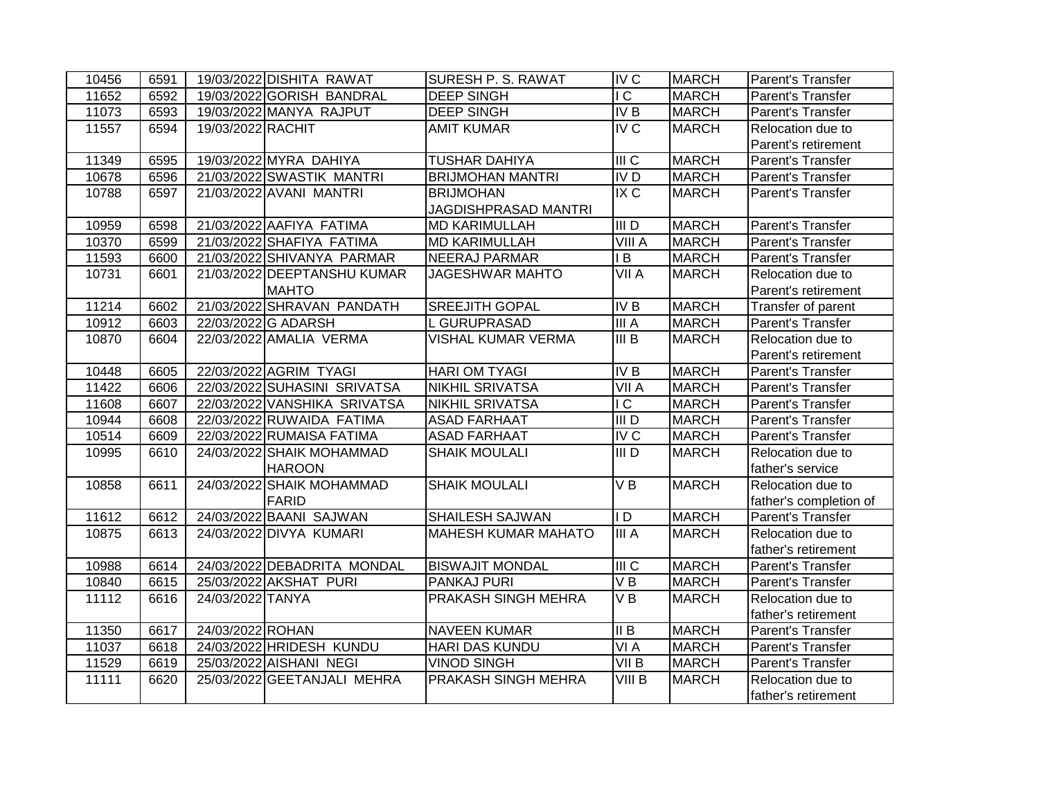| | | | | | | | |
|---|---|---|---|---|---|---|---|
| 10456 | 6591 | 19/03/2022 | DISHITA RAWAT | SURESH P. S. RAWAT | IV C | MARCH | Parent's Transfer |
| 11652 | 6592 | 19/03/2022 | GORISH BANDRAL | DEEP SINGH | I C | MARCH | Parent's Transfer |
| 11073 | 6593 | 19/03/2022 | MANYA RAJPUT | DEEP SINGH | IV B | MARCH | Parent's Transfer |
| 11557 | 6594 | 19/03/2022 | RACHIT | AMIT KUMAR | IV C | MARCH | Relocation due to Parent's retirement |
| 11349 | 6595 | 19/03/2022 | MYRA DAHIYA | TUSHAR DAHIYA | III C | MARCH | Parent's Transfer |
| 10678 | 6596 | 21/03/2022 | SWASTIK MANTRI | BRIJMOHAN MANTRI | IV D | MARCH | Parent's Transfer |
| 10788 | 6597 | 21/03/2022 | AVANI MANTRI | BRIJMOHAN JAGDISHPRASAD MANTRI | IX C | MARCH | Parent's Transfer |
| 10959 | 6598 | 21/03/2022 | AAFIYA FATIMA | MD KARIMULLAH | III D | MARCH | Parent's Transfer |
| 10370 | 6599 | 21/03/2022 | SHAFIYA FATIMA | MD KARIMULLAH | VIII A | MARCH | Parent's Transfer |
| 11593 | 6600 | 21/03/2022 | SHIVANYA PARMAR | NEERAJ PARMAR | I B | MARCH | Parent's Transfer |
| 10731 | 6601 | 21/03/2022 | DEEPTANSHU KUMAR MAHTO | JAGESHWAR MAHTO | VII A | MARCH | Relocation due to Parent's retirement |
| 11214 | 6602 | 21/03/2022 | SHRAVAN PANDATH | SREEJITH GOPAL | IV B | MARCH | Transfer of parent |
| 10912 | 6603 | 22/03/2022 | G ADARSH | L GURUPRASAD | III A | MARCH | Parent's Transfer |
| 10870 | 6604 | 22/03/2022 | AMALIA VERMA | VISHAL KUMAR VERMA | III B | MARCH | Relocation due to Parent's retirement |
| 10448 | 6605 | 22/03/2022 | AGRIM TYAGI | HARI OM TYAGI | IV B | MARCH | Parent's Transfer |
| 11422 | 6606 | 22/03/2022 | SUHASINI SRIVATSA | NIKHIL SRIVATSA | VII A | MARCH | Parent's Transfer |
| 11608 | 6607 | 22/03/2022 | VANSHIKA SRIVATSA | NIKHIL SRIVATSA | I C | MARCH | Parent's Transfer |
| 10944 | 6608 | 22/03/2022 | RUWAIDA FATIMA | ASAD FARHAAT | III D | MARCH | Parent's Transfer |
| 10514 | 6609 | 22/03/2022 | RUMAISA FATIMA | ASAD FARHAAT | IV C | MARCH | Parent's Transfer |
| 10995 | 6610 | 24/03/2022 | SHAIK MOHAMMAD HAROON | SHAIK MOULALI | III D | MARCH | Relocation due to father's service |
| 10858 | 6611 | 24/03/2022 | SHAIK MOHAMMAD FARID | SHAIK MOULALI | V B | MARCH | Relocation due to father's completion of |
| 11612 | 6612 | 24/03/2022 | BAANI SAJWAN | SHAILESH SAJWAN | I D | MARCH | Parent's Transfer |
| 10875 | 6613 | 24/03/2022 | DIVYA KUMARI | MAHESH KUMAR MAHATO | III A | MARCH | Relocation due to father's retirement |
| 10988 | 6614 | 24/03/2022 | DEBADRITA MONDAL | BISWAJIT MONDAL | III C | MARCH | Parent's Transfer |
| 10840 | 6615 | 25/03/2022 | AKSHAT PURI | PANKAJ PURI | V B | MARCH | Parent's Transfer |
| 11112 | 6616 | 24/03/2022 | TANYA | PRAKASH SINGH MEHRA | V B | MARCH | Relocation due to father's retirement |
| 11350 | 6617 | 24/03/2022 | ROHAN | NAVEEN KUMAR | II B | MARCH | Parent's Transfer |
| 11037 | 6618 | 24/03/2022 | HRIDESH KUNDU | HARI DAS KUNDU | VI A | MARCH | Parent's Transfer |
| 11529 | 6619 | 25/03/2022 | AISHANI NEGI | VINOD SINGH | VII B | MARCH | Parent's Transfer |
| 11111 | 6620 | 25/03/2022 | GEETANJALI MEHRA | PRAKASH SINGH MEHRA | VIII B | MARCH | Relocation due to father's retirement |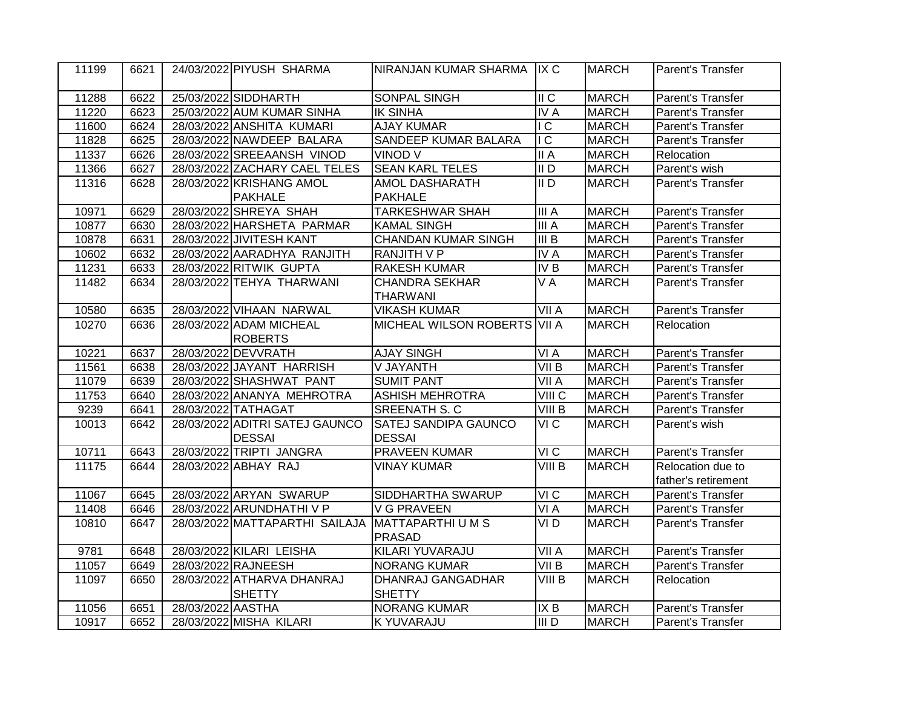| 11199 | 6621 | 24/03/2022 | PIYUSH SHARMA | NIRANJAN KUMAR SHARMA | IX C | MARCH | Parent's Transfer |
|---|---|---|---|---|---|---|---|
| 11288 | 6622 | 25/03/2022 | SIDDHARTH | SONPAL SINGH | II C | MARCH | Parent's Transfer |
| 11220 | 6623 | 25/03/2022 | AUM KUMAR SINHA | IK SINHA | IV A | MARCH | Parent's Transfer |
| 11600 | 6624 | 28/03/2022 | ANSHITA KUMARI | AJAY KUMAR | I C | MARCH | Parent's Transfer |
| 11828 | 6625 | 28/03/2022 | NAWDEEP BALARA | SANDEEP KUMAR BALARA | I C | MARCH | Parent's Transfer |
| 11337 | 6626 | 28/03/2022 | SREEAANSH VINOD | VINOD V | II A | MARCH | Relocation |
| 11366 | 6627 | 28/03/2022 | ZACHARY CAEL TELES | SEAN KARL TELES | II D | MARCH | Parent's wish |
| 11316 | 6628 | 28/03/2022 | KRISHANG AMOL PAKHALE | AMOL DASHARATH PAKHALE | II D | MARCH | Parent's Transfer |
| 10971 | 6629 | 28/03/2022 | SHREYA SHAH | TARKESHWAR SHAH | III A | MARCH | Parent's Transfer |
| 10877 | 6630 | 28/03/2022 | HARSHETA PARMAR | KAMAL SINGH | III A | MARCH | Parent's Transfer |
| 10878 | 6631 | 28/03/2022 | JIVITESH KANT | CHANDAN KUMAR SINGH | III B | MARCH | Parent's Transfer |
| 10602 | 6632 | 28/03/2022 | AARADHYA RANJITH | RANJITH V P | IV A | MARCH | Parent's Transfer |
| 11231 | 6633 | 28/03/2022 | RITWIK GUPTA | RAKESH KUMAR | IV B | MARCH | Parent's Transfer |
| 11482 | 6634 | 28/03/2022 | TEHYA THARWANI | CHANDRA SEKHAR THARWANI | V A | MARCH | Parent's Transfer |
| 10580 | 6635 | 28/03/2022 | VIHAAN NARWAL | VIKASH KUMAR | VII A | MARCH | Parent's Transfer |
| 10270 | 6636 | 28/03/2022 | ADAM MICHEAL ROBERTS | MICHEAL WILSON ROBERTS | VII A | MARCH | Relocation |
| 10221 | 6637 | 28/03/2022 | DEVVRATH | AJAY SINGH | VI A | MARCH | Parent's Transfer |
| 11561 | 6638 | 28/03/2022 | JAYANT HARRISH | V JAYANTH | VII B | MARCH | Parent's Transfer |
| 11079 | 6639 | 28/03/2022 | SHASHWAT PANT | SUMIT PANT | VII A | MARCH | Parent's Transfer |
| 11753 | 6640 | 28/03/2022 | ANANYA MEHROTRA | ASHISH MEHROTRA | VIII C | MARCH | Parent's Transfer |
| 9239 | 6641 | 28/03/2022 | TATHAGAT | SREENATH S. C | VIII B | MARCH | Parent's Transfer |
| 10013 | 6642 | 28/03/2022 | ADITRI SATEJ GAUNCO DESSAI | SATEJ SANDIPA GAUNCO DESSAI | VI C | MARCH | Parent's wish |
| 10711 | 6643 | 28/03/2022 | TRIPTI JANGRA | PRAVEEN KUMAR | VI C | MARCH | Parent's Transfer |
| 11175 | 6644 | 28/03/2022 | ABHAY RAJ | VINAY KUMAR | VIII B | MARCH | Relocation due to father's retirement |
| 11067 | 6645 | 28/03/2022 | ARYAN SWARUP | SIDDHARTHA SWARUP | VI C | MARCH | Parent's Transfer |
| 11408 | 6646 | 28/03/2022 | ARUNDHATHI V P | V G PRAVEEN | VI A | MARCH | Parent's Transfer |
| 10810 | 6647 | 28/03/2022 | MATTAPARTHI SAILAJA | MATTAPARTHI U M S PRASAD | VI D | MARCH | Parent's Transfer |
| 9781 | 6648 | 28/03/2022 | KILARI LEISHA | KILARI YUVARAJU | VII A | MARCH | Parent's Transfer |
| 11057 | 6649 | 28/03/2022 | RAJNEESH | NORANG KUMAR | VII B | MARCH | Parent's Transfer |
| 11097 | 6650 | 28/03/2022 | ATHARVA DHANRAJ SHETTY | DHANRAJ GANGADHAR SHETTY | VIII B | MARCH | Relocation |
| 11056 | 6651 | 28/03/2022 | AASTHA | NORANG KUMAR | IX B | MARCH | Parent's Transfer |
| 10917 | 6652 | 28/03/2022 | MISHA KILARI | K YUVARAJU | III D | MARCH | Parent's Transfer |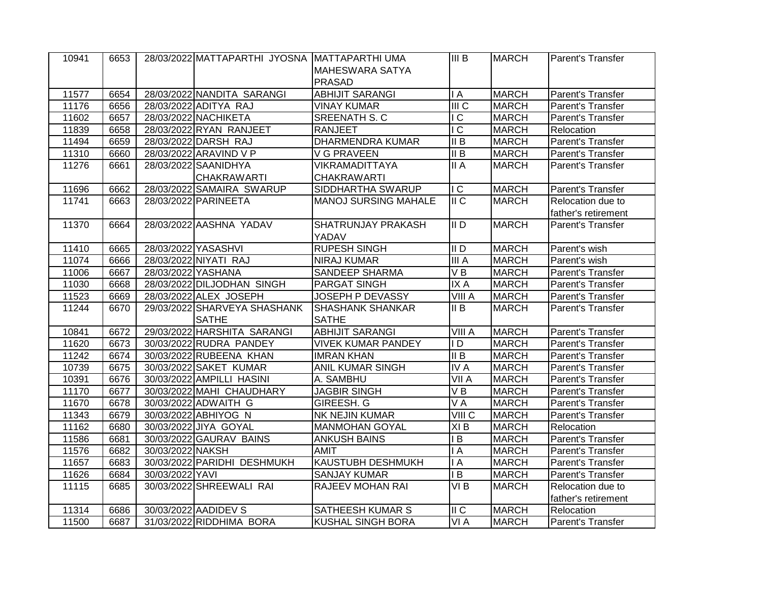| | | | | | | | |
|---|---|---|---|---|---|---|---|
| 10941 | 6653 | 28/03/2022 | MATTAPARTHI JYOSNA | MATTAPARTHI UMA MAHESWARA SATYA PRASAD | III B | MARCH | Parent's Transfer |
| 11577 | 6654 | 28/03/2022 | NANDITA SARANGI | ABHIJIT SARANGI | I A | MARCH | Parent's Transfer |
| 11176 | 6656 | 28/03/2022 | ADITYA RAJ | VINAY KUMAR | III C | MARCH | Parent's Transfer |
| 11602 | 6657 | 28/03/2022 | NACHIKETA | SREENATH S. C | I C | MARCH | Parent's Transfer |
| 11839 | 6658 | 28/03/2022 | RYAN RANJEET | RANJEET | I C | MARCH | Relocation |
| 11494 | 6659 | 28/03/2022 | DARSH RAJ | DHARMENDRA KUMAR | II B | MARCH | Parent's Transfer |
| 11310 | 6660 | 28/03/2022 | ARAVIND V P | V G PRAVEEN | II B | MARCH | Parent's Transfer |
| 11276 | 6661 | 28/03/2022 | SAANIDHYA CHAKRAWARTI | VIKRAMADITTAYA CHAKRAWARTI | II A | MARCH | Parent's Transfer |
| 11696 | 6662 | 28/03/2022 | SAMAIRA SWARUP | SIDDHARTHA SWARUP | I C | MARCH | Parent's Transfer |
| 11741 | 6663 | 28/03/2022 | PARINEETA | MANOJ SURSING MAHALE | II C | MARCH | Relocation due to father's retirement |
| 11370 | 6664 | 28/03/2022 | AASHNA YADAV | SHATRUNJAY PRAKASH YADAV | II D | MARCH | Parent's Transfer |
| 11410 | 6665 | 28/03/2022 | YASASHVI | RUPESH SINGH | II D | MARCH | Parent's wish |
| 11074 | 6666 | 28/03/2022 | NIYATI RAJ | NIRAJ KUMAR | III A | MARCH | Parent's wish |
| 11006 | 6667 | 28/03/2022 | YASHANA | SANDEEP SHARMA | V B | MARCH | Parent's Transfer |
| 11030 | 6668 | 28/03/2022 | DILJODHAN SINGH | PARGAT SINGH | IX A | MARCH | Parent's Transfer |
| 11523 | 6669 | 28/03/2022 | ALEX JOSEPH | JOSEPH P DEVASSY | VIII A | MARCH | Parent's Transfer |
| 11244 | 6670 | 29/03/2022 | SHARVEYA SHASHANK SATHE | SHASHANK SHANKAR SATHE | II B | MARCH | Parent's Transfer |
| 10841 | 6672 | 29/03/2022 | HARSHITA SARANGI | ABHIJIT SARANGI | VIII A | MARCH | Parent's Transfer |
| 11620 | 6673 | 30/03/2022 | RUDRA PANDEY | VIVEK KUMAR PANDEY | I D | MARCH | Parent's Transfer |
| 11242 | 6674 | 30/03/2022 | RUBEENA KHAN | IMRAN KHAN | II B | MARCH | Parent's Transfer |
| 10739 | 6675 | 30/03/2022 | SAKET KUMAR | ANIL KUMAR SINGH | IV A | MARCH | Parent's Transfer |
| 10391 | 6676 | 30/03/2022 | AMPILLI HASINI | A. SAMBHU | VII A | MARCH | Parent's Transfer |
| 11170 | 6677 | 30/03/2022 | MAHI CHAUDHARY | JAGBIR SINGH | V B | MARCH | Parent's Transfer |
| 11670 | 6678 | 30/03/2022 | ADWAITH G | GIREESH. G | V A | MARCH | Parent's Transfer |
| 11343 | 6679 | 30/03/2022 | ABHIYOG N | NK NEJIN KUMAR | VIII C | MARCH | Parent's Transfer |
| 11162 | 6680 | 30/03/2022 | JIYA GOYAL | MANMOHAN GOYAL | XI B | MARCH | Relocation |
| 11586 | 6681 | 30/03/2022 | GAURAV BAINS | ANKUSH BAINS | I B | MARCH | Parent's Transfer |
| 11576 | 6682 | 30/03/2022 | NAKSH | AMIT | I A | MARCH | Parent's Transfer |
| 11657 | 6683 | 30/03/2022 | PARIDHI DESHMUKH | KAUSTUBH DESHMUKH | I A | MARCH | Parent's Transfer |
| 11626 | 6684 | 30/03/2022 | YAVI | SANJAY KUMAR | I B | MARCH | Parent's Transfer |
| 11115 | 6685 | 30/03/2022 | SHREEWALI RAI | RAJEEV MOHAN RAI | VI B | MARCH | Relocation due to father's retirement |
| 11314 | 6686 | 30/03/2022 | AADIDEV S | SATHEESH KUMAR S | II C | MARCH | Relocation |
| 11500 | 6687 | 31/03/2022 | RIDDHIMA BORA | KUSHAL SINGH BORA | VI A | MARCH | Parent's Transfer |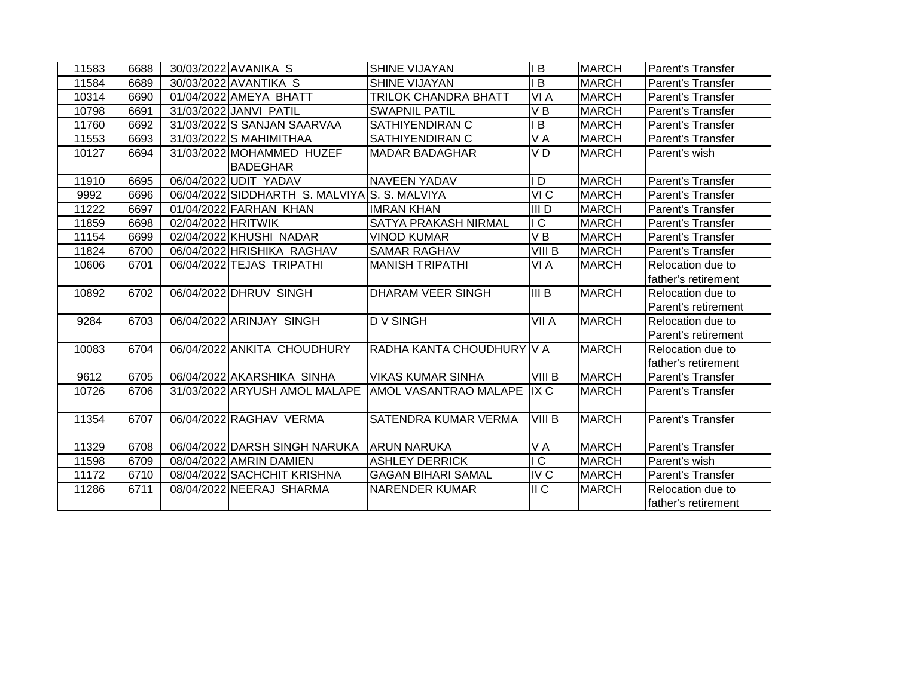| | | | | | | | |
|---|---|---|---|---|---|---|---|
| 11583 | 6688 | 30/03/2022 | AVANIKA S | SHINE VIJAYAN | I B | MARCH | Parent's Transfer |
| 11584 | 6689 | 30/03/2022 | AVANTIKA S | SHINE VIJAYAN | I B | MARCH | Parent's Transfer |
| 10314 | 6690 | 01/04/2022 | AMEYA BHATT | TRILOK CHANDRA BHATT | VI A | MARCH | Parent's Transfer |
| 10798 | 6691 | 31/03/2022 | JANVI PATIL | SWAPNIL PATIL | V B | MARCH | Parent's Transfer |
| 11760 | 6692 | 31/03/2022 | S SANJAN SAARVAA | SATHIYENDIRAN C | I B | MARCH | Parent's Transfer |
| 11553 | 6693 | 31/03/2022 | S MAHIMITHAA | SATHIYENDIRAN C | V A | MARCH | Parent's Transfer |
| 10127 | 6694 | 31/03/2022 | MOHAMMED HUZEF BADEGHAR | MADAR BADAGHAR | V D | MARCH | Parent's wish |
| 11910 | 6695 | 06/04/2022 | UDIT YADAV | NAVEEN YADAV | I D | MARCH | Parent's Transfer |
| 9992 | 6696 | 06/04/2022 | SIDDHARTH S. MALVIYA | S. S. MALVIYA | VI C | MARCH | Parent's Transfer |
| 11222 | 6697 | 01/04/2022 | FARHAN KHAN | IMRAN KHAN | III D | MARCH | Parent's Transfer |
| 11859 | 6698 | 02/04/2022 | HRITWIK | SATYA PRAKASH NIRMAL | I C | MARCH | Parent's Transfer |
| 11154 | 6699 | 02/04/2022 | KHUSHI NADAR | VINOD KUMAR | V B | MARCH | Parent's Transfer |
| 11824 | 6700 | 06/04/2022 | HRISHIKA RAGHAV | SAMAR RAGHAV | VIII B | MARCH | Parent's Transfer |
| 10606 | 6701 | 06/04/2022 | TEJAS TRIPATHI | MANISH TRIPATHI | VI A | MARCH | Relocation due to father's retirement |
| 10892 | 6702 | 06/04/2022 | DHRUV SINGH | DHARAM VEER SINGH | III B | MARCH | Relocation due to Parent's retirement |
| 9284 | 6703 | 06/04/2022 | ARINJAY SINGH | D V SINGH | VII A | MARCH | Relocation due to Parent's retirement |
| 10083 | 6704 | 06/04/2022 | ANKITA CHOUDHURY | RADHA KANTA CHOUDHURY | V A | MARCH | Relocation due to father's retirement |
| 9612 | 6705 | 06/04/2022 | AKARSHIKA SINHA | VIKAS KUMAR SINHA | VIII B | MARCH | Parent's Transfer |
| 10726 | 6706 | 31/03/2022 | ARYUSH AMOL MALAPE | AMOL VASANTRAO MALAPE | IX C | MARCH | Parent's Transfer |
| 11354 | 6707 | 06/04/2022 | RAGHAV VERMA | SATENDRA KUMAR VERMA | VIII B | MARCH | Parent's Transfer |
| 11329 | 6708 | 06/04/2022 | DARSH SINGH NARUKA | ARUN NARUKA | V A | MARCH | Parent's Transfer |
| 11598 | 6709 | 08/04/2022 | AMRIN DAMIEN | ASHLEY DERRICK | I C | MARCH | Parent's wish |
| 11172 | 6710 | 08/04/2022 | SACHCHIT KRISHNA | GAGAN BIHARI SAMAL | IV C | MARCH | Parent's Transfer |
| 11286 | 6711 | 08/04/2022 | NEERAJ SHARMA | NARENDER KUMAR | II C | MARCH | Relocation due to father's retirement |